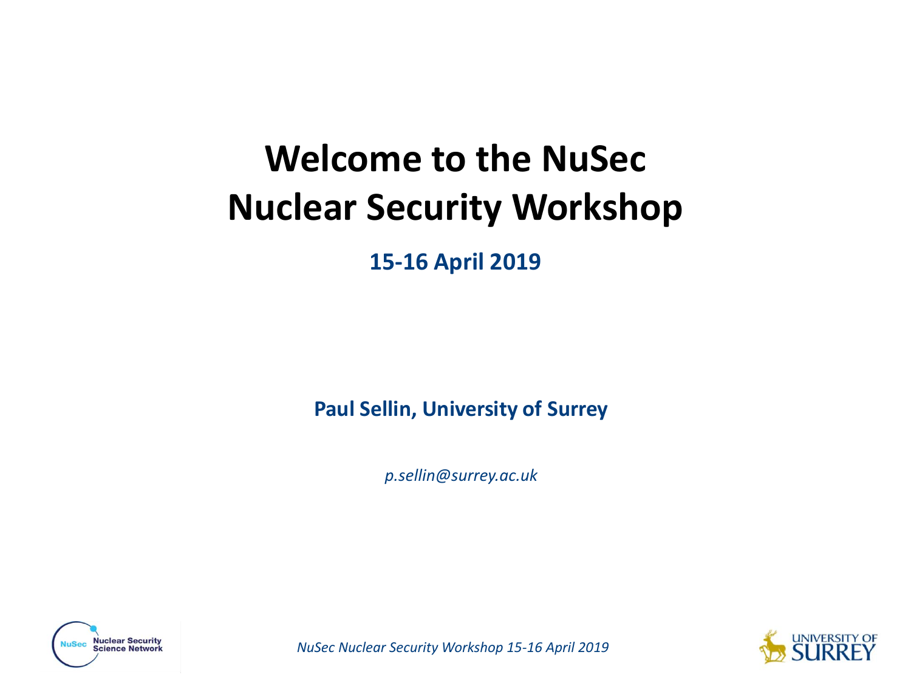# Welcome to the NuSec Nuclear Security Workshop

**15-16 April 2019**

**Paul Sellin, University of Surrey**

*p.sellin@surrey.ac.uk*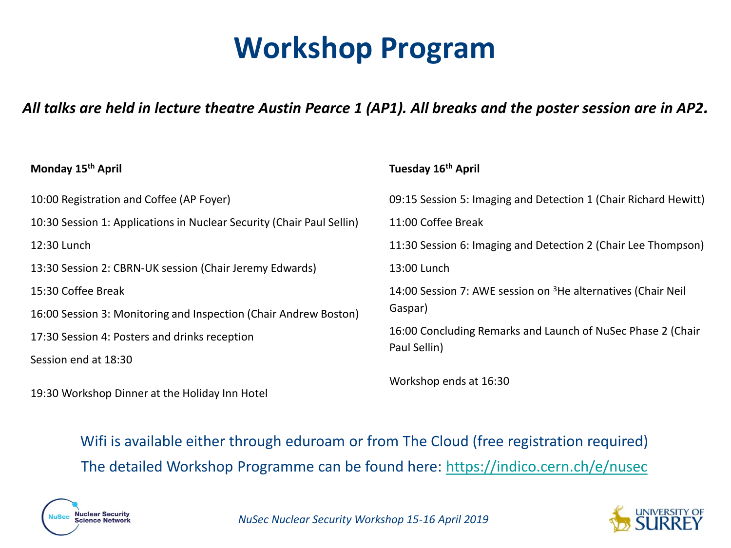# Workshop Program

***All talks are held in lecture theatre Austin Pearce 1 (AP1). All breaks and the poster session are in AP2.***

**Monday 15th April**

10:00 Registration and Coffee (AP Foyer)

10:30 Session 1: Applications in Nuclear Security (Chair Paul Sellin)

12:30 Lunch

13:30 Session 2: CBRN-UK session (Chair Jeremy Edwards)

15:30 Coffee Break

16:00 Session 3: Monitoring and Inspection (Chair Andrew Boston)

17:30 Session 4: Posters and drinks reception

Session end at 18:30

19:30 Workshop Dinner at the Holiday Inn Hotel

**Tuesday 16th April**

09:15 Session 5: Imaging and Detection 1 (Chair Richard Hewitt)

11:00 Coffee Break

11:30 Session 6: Imaging and Detection 2 (Chair Lee Thompson)

13:00 Lunch

14:00 Session 7: AWE session on $^{3}He$ alternatives (Chair Neil Gaspar)

16:00 Concluding Remarks and Launch of NuSec Phase 2 (Chair Paul Sellin)

Workshop ends at 16:30

Wifi is available either through eduroam or from The Cloud (free registration required)

The detailed Workshop Programme can be found here: https://indico.cern.ch/e/nusec

*NuSec Nuclear Security Workshop 15-16 April 2019*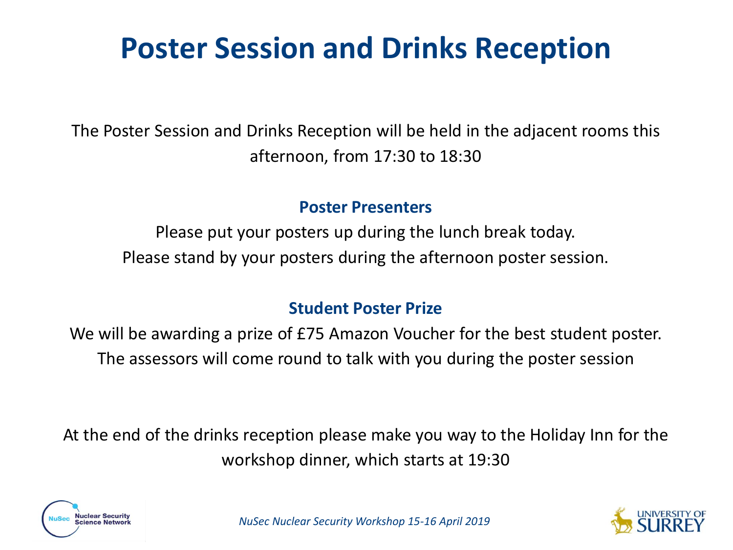# Poster Session and Drinks Reception

The Poster Session and Drinks Reception will be held in the adjacent rooms this afternoon, from 17:30 to 18:30

## Poster Presenters

Please put your posters up during the lunch break today.
Please stand by your posters during the afternoon poster session.

## Student Poster Prize

We will be awarding a prize of £75 Amazon Voucher for the best student poster.
The assessors will come round to talk with you during the poster session

At the end of the drinks reception please make you way to the Holiday Inn for the workshop dinner, which starts at 19:30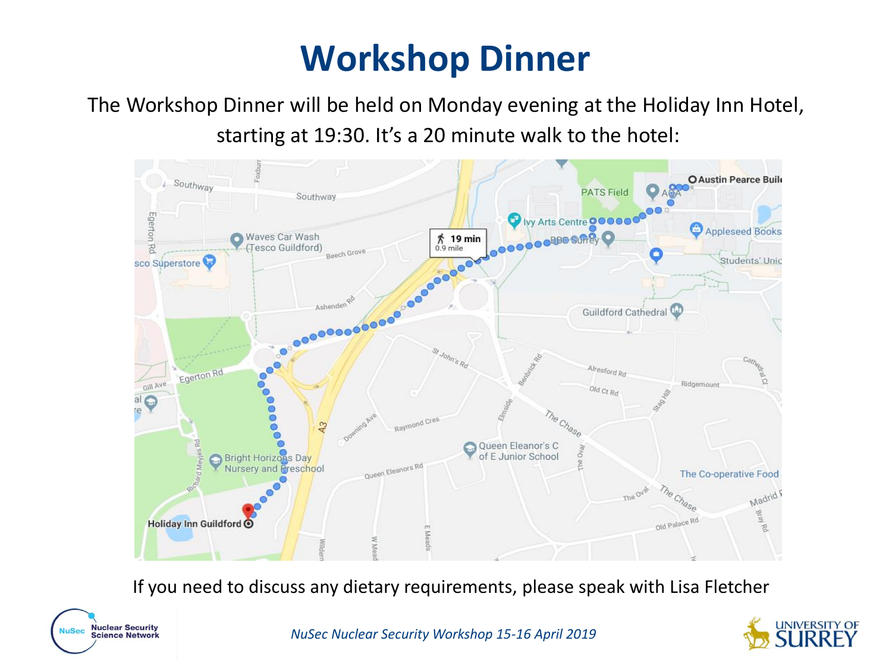# Workshop Dinner

The Workshop Dinner will be held on Monday evening at the Holiday Inn Hotel, starting at 19:30. It's a 20 minute walk to the hotel:

If you need to discuss any dietary requirements, please speak with Lisa Fletcher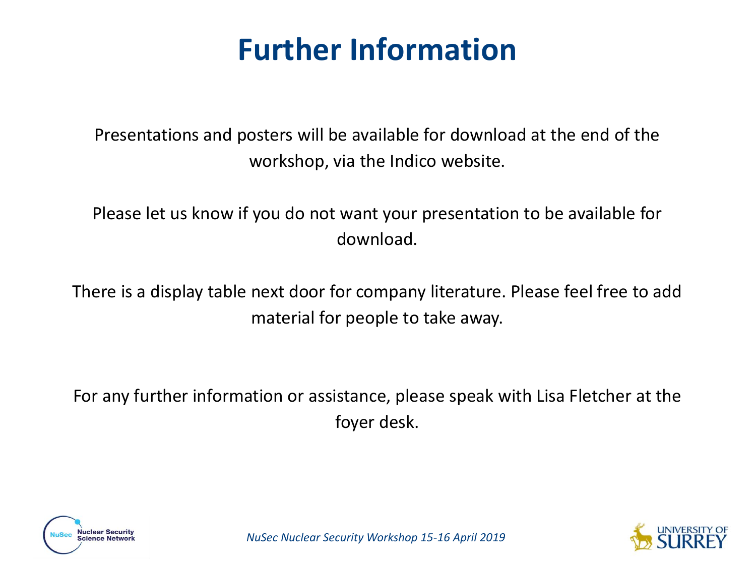# Further Information

Presentations and posters will be available for download at the end of the workshop, via the Indico website.

Please let us know if you do not want your presentation to be available for download.

There is a display table next door for company literature. Please feel free to add material for people to take away.

For any further information or assistance, please speak with Lisa Fletcher at the foyer desk.